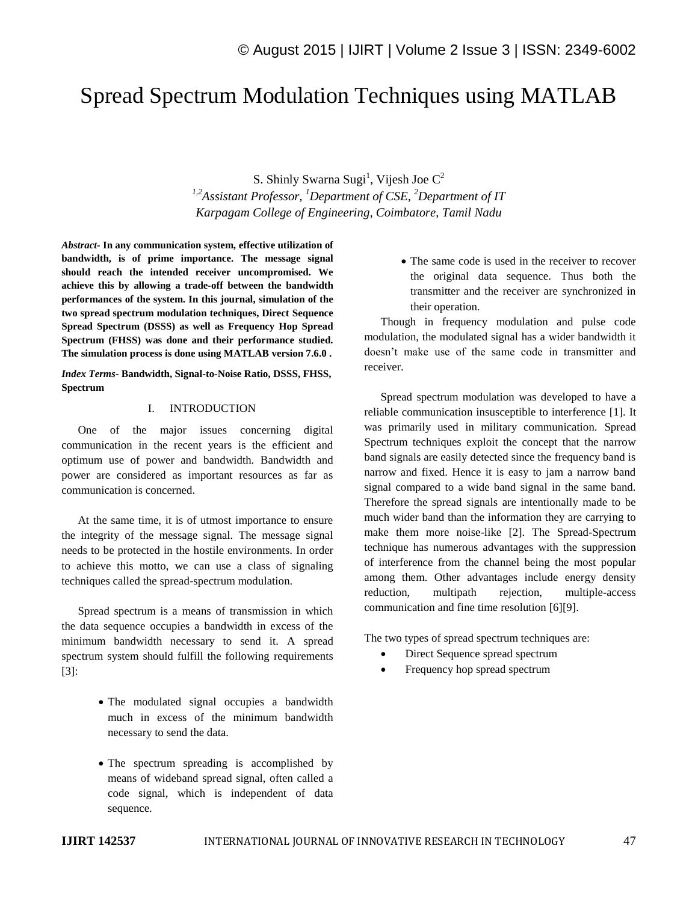# Spread Spectrum Modulation Techniques using MATLAB

S. Shinly Swarna Sugi[1], Vijesh Joe C[2]

*[1,2]Assistant Professor, [1]Department of CSE, [2]Department of IT*
*Karpagam College of Engineering, Coimbatore, Tamil Nadu*

***Abstract-*** **In any communication system, effective utilization of bandwidth, is of prime importance. The message signal should reach the intended receiver uncompromised. We achieve this by allowing a trade-off between the bandwidth performances of the system. In this journal, simulation of the two spread spectrum modulation techniques, Direct Sequence Spread Spectrum (DSSS) as well as Frequency Hop Spread Spectrum (FHSS) was done and their performance studied. The simulation process is done using MATLAB version 7.6.0 .**

***Index Terms-*** **Bandwidth, Signal-to-Noise Ratio, DSSS, FHSS, Spectrum**

## I. INTRODUCTION

One of the major issues concerning digital communication in the recent years is the efficient and optimum use of power and bandwidth. Bandwidth and power are considered as important resources as far as communication is concerned.

At the same time, it is of utmost importance to ensure the integrity of the message signal. The message signal needs to be protected in the hostile environments. In order to achieve this motto, we can use a class of signaling techniques called the spread-spectrum modulation.

Spread spectrum is a means of transmission in which the data sequence occupies a bandwidth in excess of the minimum bandwidth necessary to send it. A spread spectrum system should fulfill the following requirements [3]:

- The modulated signal occupies a bandwidth much in excess of the minimum bandwidth necessary to send the data.
- The spectrum spreading is accomplished by means of wideband spread signal, often called a code signal, which is independent of data sequence.
- The same code is used in the receiver to recover the original data sequence. Thus both the transmitter and the receiver are synchronized in their operation.

Though in frequency modulation and pulse code modulation, the modulated signal has a wider bandwidth it doesn't make use of the same code in transmitter and receiver.

Spread spectrum modulation was developed to have a reliable communication insusceptible to interference [1]. It was primarily used in military communication. Spread Spectrum techniques exploit the concept that the narrow band signals are easily detected since the frequency band is narrow and fixed. Hence it is easy to jam a narrow band signal compared to a wide band signal in the same band. Therefore the spread signals are intentionally made to be much wider band than the information they are carrying to make them more noise-like [2]. The Spread-Spectrum technique has numerous advantages with the suppression of interference from the channel being the most popular among them. Other advantages include energy density reduction, multipath rejection, multiple-access communication and fine time resolution [6][9].

The two types of spread spectrum techniques are:

- Direct Sequence spread spectrum
- Frequency hop spread spectrum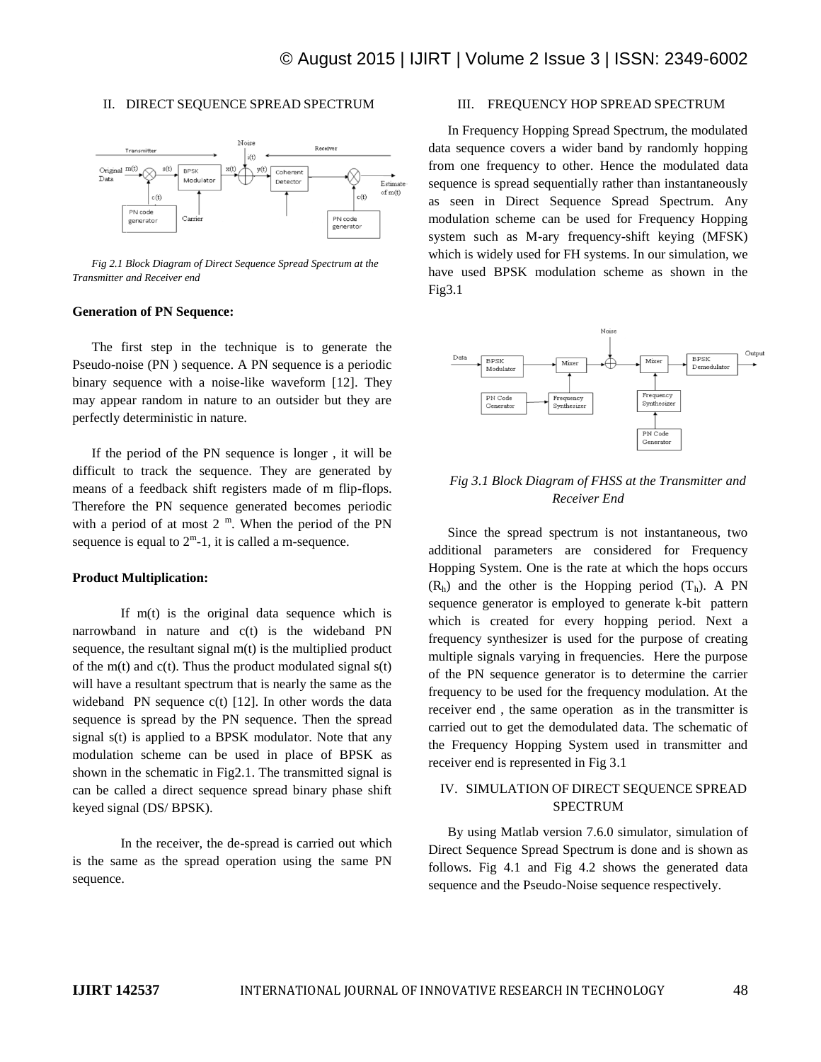## II. DIRECT SEQUENCE SPREAD SPECTRUM

*Fig 2.1 Block Diagram of Direct Sequence Spread Spectrum at the Transmitter and Receiver end*

**Generation of PN Sequence:**

The first step in the technique is to generate the Pseudo-noise (PN ) sequence. A PN sequence is a periodic binary sequence with a noise-like waveform [12]. They may appear random in nature to an outsider but they are perfectly deterministic in nature.

If the period of the PN sequence is longer , it will be difficult to track the sequence. They are generated by means of a feedback shift registers made of m flip-flops. Therefore the PN sequence generated becomes periodic with a period of at most $2^m$. When the period of the PN sequence is equal to $2^m$-1, it is called a m-sequence.

**Product Multiplication:**

If m(t) is the original data sequence which is narrowband in nature and c(t) is the wideband PN sequence, the resultant signal m(t) is the multiplied product of the m(t) and c(t). Thus the product modulated signal s(t) will have a resultant spectrum that is nearly the same as the wideband PN sequence c(t) [12]. In other words the data sequence is spread by the PN sequence. Then the spread signal s(t) is applied to a BPSK modulator. Note that any modulation scheme can be used in place of BPSK as shown in the schematic in Fig2.1. The transmitted signal is can be called a direct sequence spread binary phase shift keyed signal (DS/ BPSK).

In the receiver, the de-spread is carried out which is the same as the spread operation using the same PN sequence.

## III. FREQUENCY HOP SPREAD SPECTRUM

In Frequency Hopping Spread Spectrum, the modulated data sequence covers a wider band by randomly hopping from one frequency to other. Hence the modulated data sequence is spread sequentially rather than instantaneously as seen in Direct Sequence Spread Spectrum. Any modulation scheme can be used for Frequency Hopping system such as M-ary frequency-shift keying (MFSK) which is widely used for FH systems. In our simulation, we have used BPSK modulation scheme as shown in the Fig3.1

*Fig 3.1 Block Diagram of FHSS at the Transmitter and Receiver End*

Since the spread spectrum is not instantaneous, two additional parameters are considered for Frequency Hopping System. One is the rate at which the hops occurs ($R_h$) and the other is the Hopping period ($T_h$). A PN sequence generator is employed to generate k-bit pattern which is created for every hopping period. Next a frequency synthesizer is used for the purpose of creating multiple signals varying in frequencies. Here the purpose of the PN sequence generator is to determine the carrier frequency to be used for the frequency modulation. At the receiver end , the same operation as in the transmitter is carried out to get the demodulated data. The schematic of the Frequency Hopping System used in transmitter and receiver end is represented in Fig 3.1

## IV. SIMULATION OF DIRECT SEQUENCE SPREAD SPECTRUM

By using Matlab version 7.6.0 simulator, simulation of Direct Sequence Spread Spectrum is done and is shown as follows. Fig 4.1 and Fig 4.2 shows the generated data sequence and the Pseudo-Noise sequence respectively.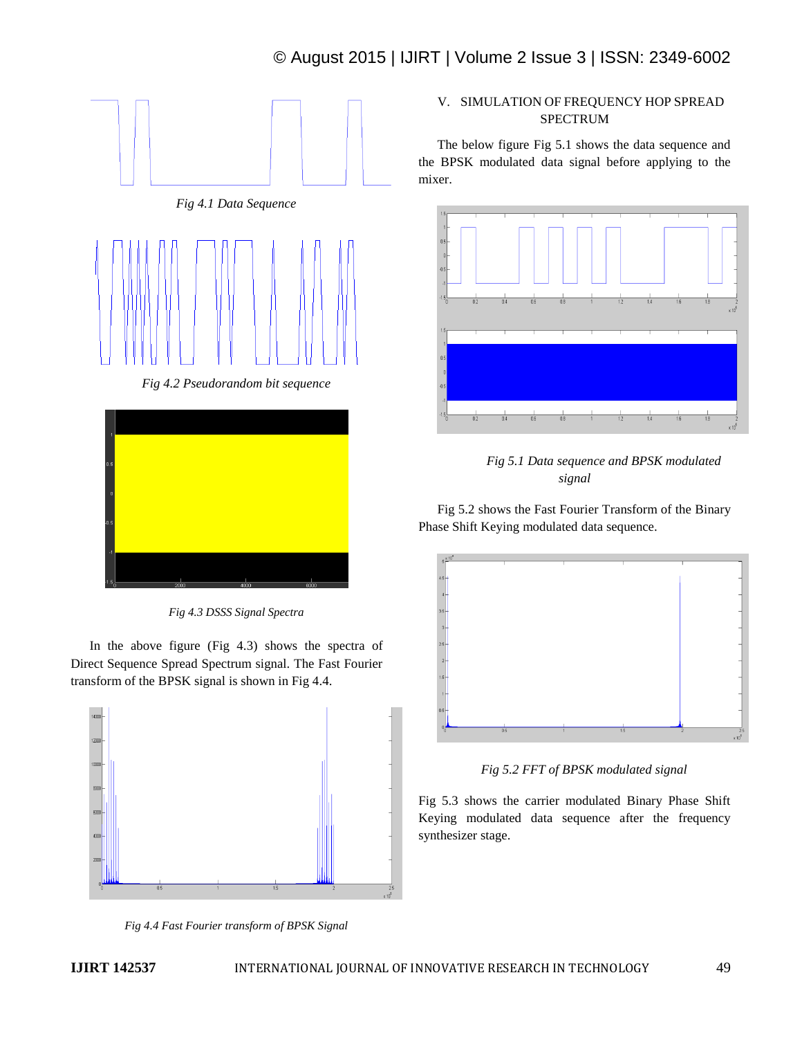*Fig 4.1 Data Sequence*

*Fig 4.2 Pseudorandom bit sequence*

*Fig 4.3 DSSS Signal Spectra*

In the above figure (Fig 4.3) shows the spectra of Direct Sequence Spread Spectrum signal. The Fast Fourier transform of the BPSK signal is shown in Fig 4.4.

*Fig 4.4 Fast Fourier transform of BPSK Signal*

## V. SIMULATION OF FREQUENCY HOP SPREAD SPECTRUM

The below figure Fig 5.1 shows the data sequence and the BPSK modulated data signal before applying to the mixer.

*Fig 5.1 Data sequence and BPSK modulated signal*

Fig 5.2 shows the Fast Fourier Transform of the Binary Phase Shift Keying modulated data sequence.

*Fig 5.2 FFT of BPSK modulated signal*

Fig 5.3 shows the carrier modulated Binary Phase Shift Keying modulated data sequence after the frequency synthesizer stage.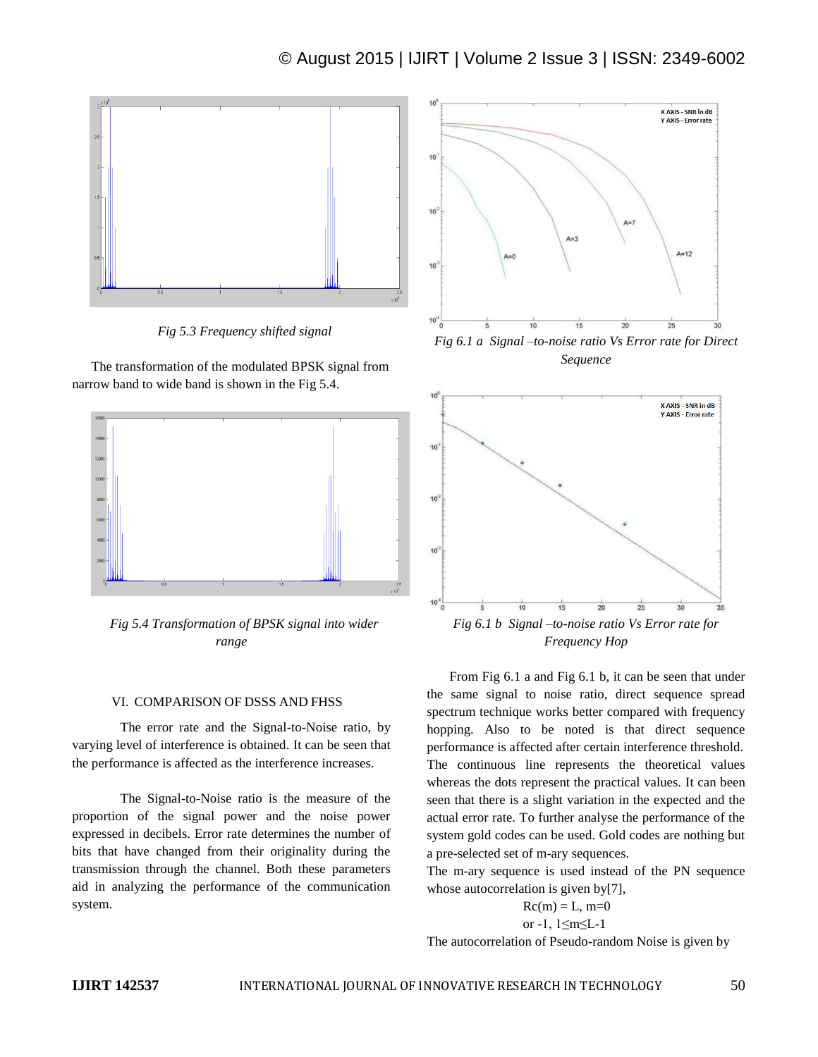*Fig 5.3 Frequency shifted signal*

The transformation of the modulated BPSK signal from narrow band to wide band is shown in the Fig 5.4.

*Fig 5.4 Transformation of BPSK signal into wider range*

## VI. COMPARISON OF DSSS AND FHSS

The error rate and the Signal-to-Noise ratio, by varying level of interference is obtained. It can be seen that the performance is affected as the interference increases.

The Signal-to-Noise ratio is the measure of the proportion of the signal power and the noise power expressed in decibels. Error rate determines the number of bits that have changed from their originality during the transmission through the channel. Both these parameters aid in analyzing the performance of the communication system.

*Fig 6.1 a Signal –to-noise ratio Vs Error rate for Direct Sequence*

*Fig 6.1 b Signal –to-noise ratio Vs Error rate for Frequency Hop*

From Fig 6.1 a and Fig 6.1 b, it can be seen that under the same signal to noise ratio, direct sequence spread spectrum technique works better compared with frequency hopping. Also to be noted is that direct sequence performance is affected after certain interference threshold. The continuous line represents the theoretical values whereas the dots represent the practical values. It can been seen that there is a slight variation in the expected and the actual error rate. To further analyse the performance of the system gold codes can be used. Gold codes are nothing but a pre-selected set of m-ary sequences.

The m-ary sequence is used instead of the PN sequence whose autocorrelation is given by[7],

$$R_c(m) = L, \; m=0$$

$$\text{or } -1, \; 1 \leq m \leq L-1$$

The autocorrelation of Pseudo-random Noise is given by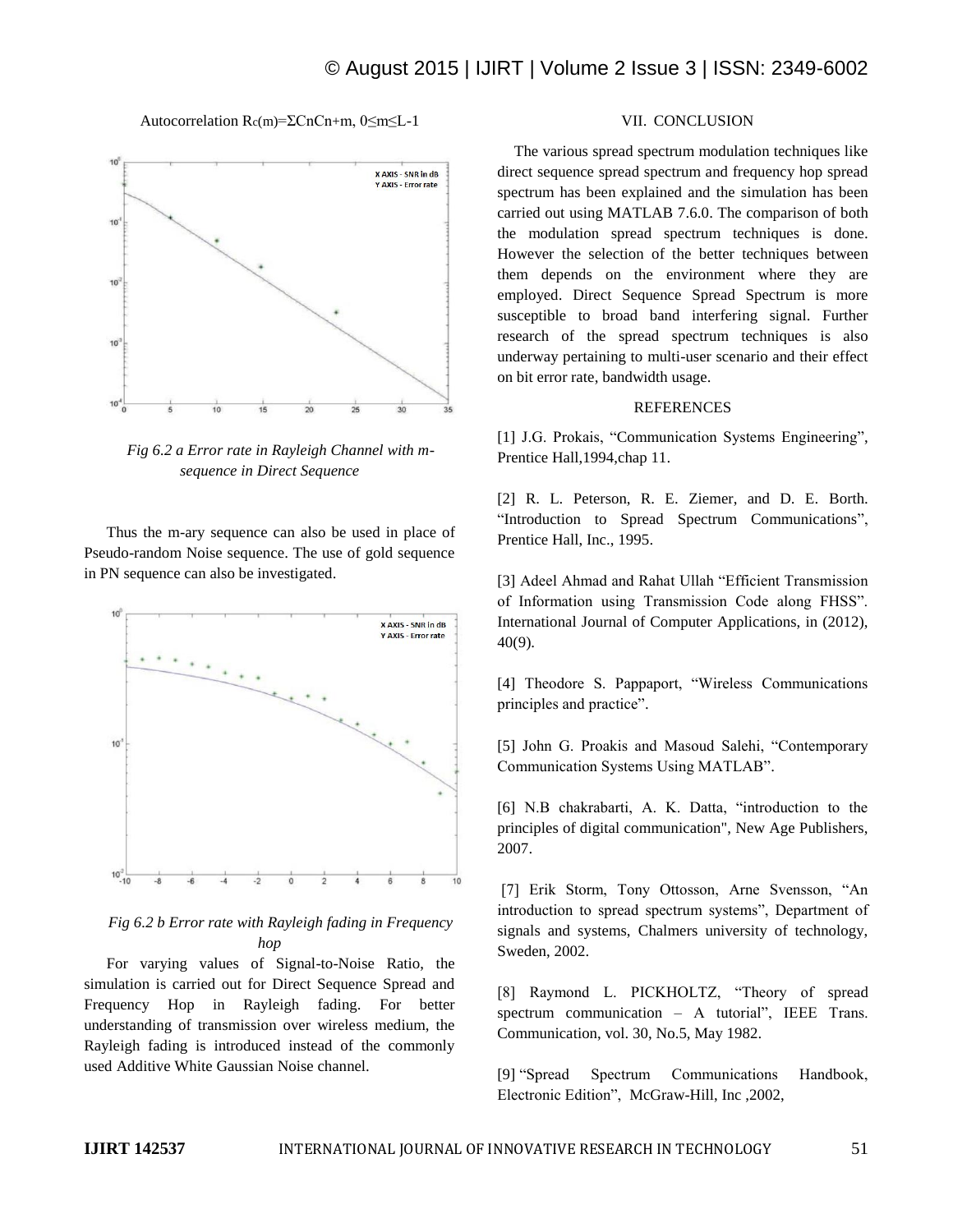Autocorrelation $R_c(m)=\Sigma C_n C_{n+m}$, $0 \leq m \leq L-1$

*Fig 6.2 a Error rate in Rayleigh Channel with m-sequence in Direct Sequence*

Thus the m-ary sequence can also be used in place of Pseudo-random Noise sequence. The use of gold sequence in PN sequence can also be investigated.

*Fig 6.2 b Error rate with Rayleigh fading in Frequency hop*

For varying values of Signal-to-Noise Ratio, the simulation is carried out for Direct Sequence Spread and Frequency Hop in Rayleigh fading. For better understanding of transmission over wireless medium, the Rayleigh fading is introduced instead of the commonly used Additive White Gaussian Noise channel.

## VII. CONCLUSION

The various spread spectrum modulation techniques like direct sequence spread spectrum and frequency hop spread spectrum has been explained and the simulation has been carried out using MATLAB 7.6.0. The comparison of both the modulation spread spectrum techniques is done. However the selection of the better techniques between them depends on the environment where they are employed. Direct Sequence Spread Spectrum is more susceptible to broad band interfering signal. Further research of the spread spectrum techniques is also underway pertaining to multi-user scenario and their effect on bit error rate, bandwidth usage.

## REFERENCES

[1] J.G. Prokais, "Communication Systems Engineering", Prentice Hall,1994,chap 11.

[2] R. L. Peterson, R. E. Ziemer, and D. E. Borth. "Introduction to Spread Spectrum Communications", Prentice Hall, Inc., 1995.

[3] Adeel Ahmad and Rahat Ullah "Efficient Transmission of Information using Transmission Code along FHSS". International Journal of Computer Applications, in (2012), 40(9).

[4] Theodore S. Pappaport, "Wireless Communications principles and practice".

[5] John G. Proakis and Masoud Salehi, "Contemporary Communication Systems Using MATLAB".

[6] N.B chakrabarti, A. K. Datta, "introduction to the principles of digital communication", New Age Publishers, 2007.

[7] Erik Storm, Tony Ottosson, Arne Svensson, "An introduction to spread spectrum systems", Department of signals and systems, Chalmers university of technology, Sweden, 2002.

[8] Raymond L. PICKHOLTZ, "Theory of spread spectrum communication – A tutorial", IEEE Trans. Communication, vol. 30, No.5, May 1982.

[9] "Spread Spectrum Communications Handbook, Electronic Edition", McGraw-Hill, Inc ,2002,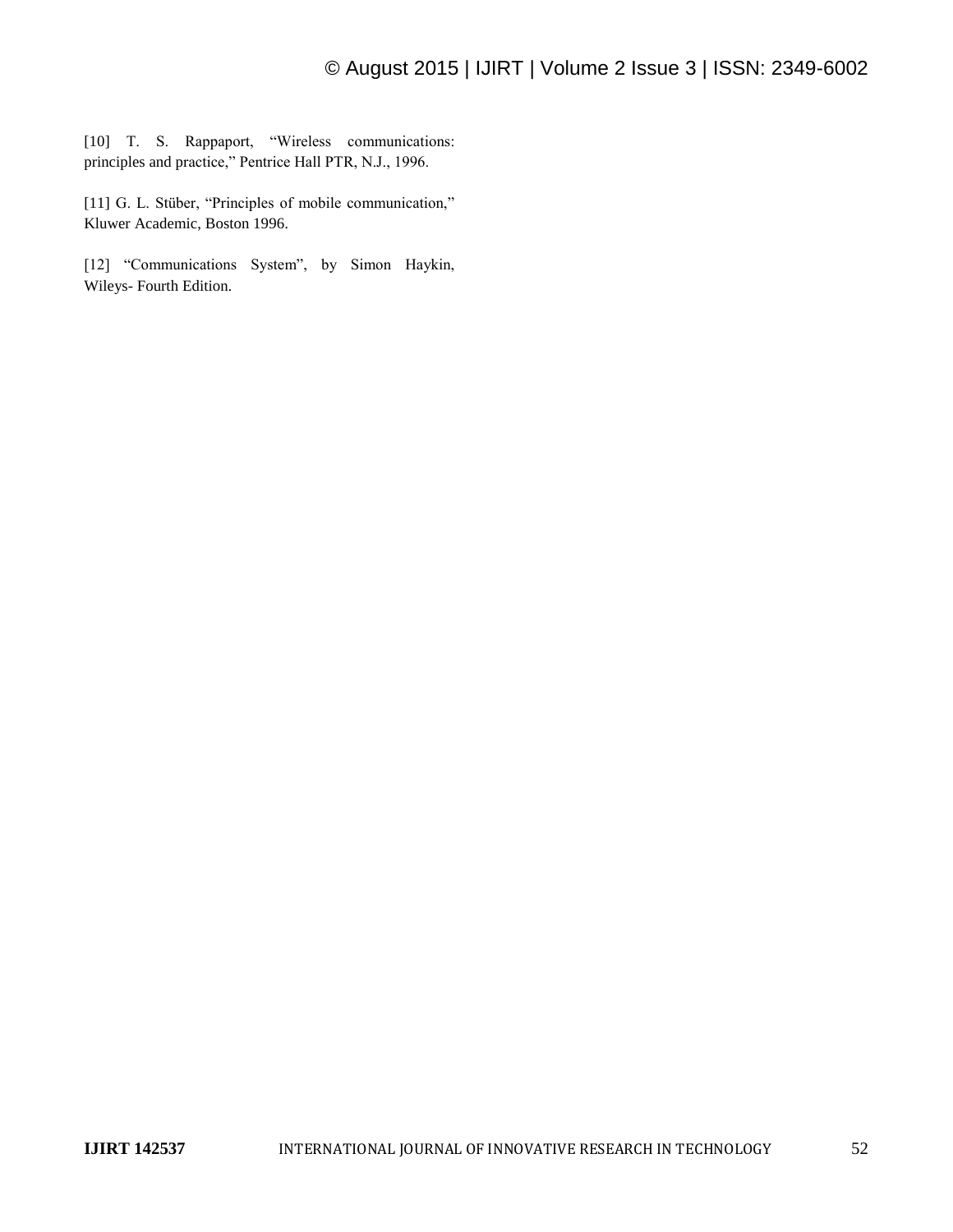[10] T. S. Rappaport, "Wireless communications: principles and practice," Pentrice Hall PTR, N.J., 1996.

[11] G. L. Stüber, "Principles of mobile communication," Kluwer Academic, Boston 1996.

[12] "Communications System", by Simon Haykin, Wileys- Fourth Edition.